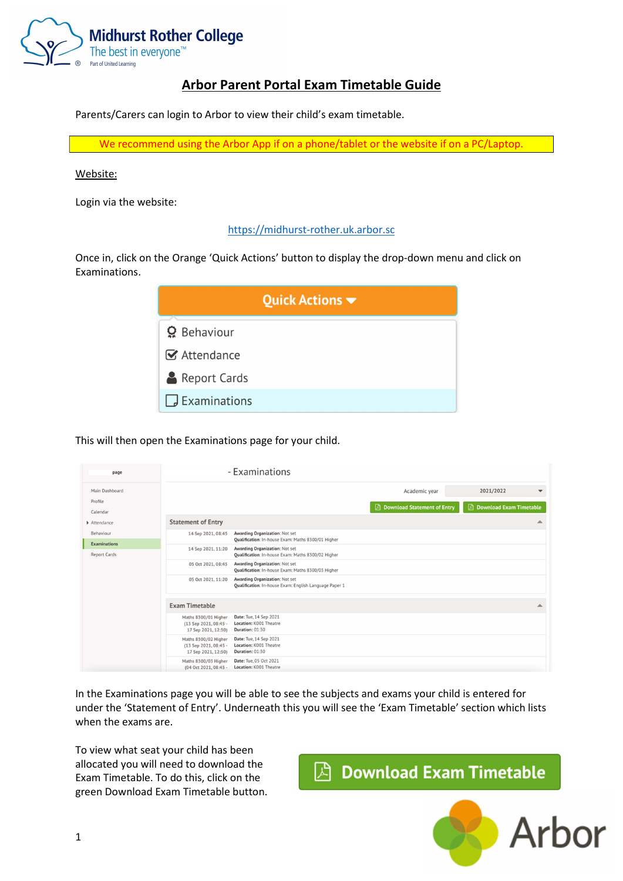# Arbor Parent Portal Exam Timetable Guide

Parents/Carers can login to Arbor to view their child's exam timetable.

We recommend using the Arbor App if on a phone/tablet or the website if on a PC/Laptop.

## Website:

Login via the website:

https://midhurst-rother.uk.arbor.sc

Once in, click on the Orange 'Quick Actions' button to display the drop-down menu and click on Examinations.

This will then open the Examinations page for your child.

In the Examinations page you will be able to see the subjects and exams your child is entered for under the 'Statement of Entry'. Underneath this you will see the 'Exam Timetable' section which lists when the exams are.

To view what seat your child has been allocated you will need to download the Exam Timetable. To do this, click on the green Download Exam Timetable button.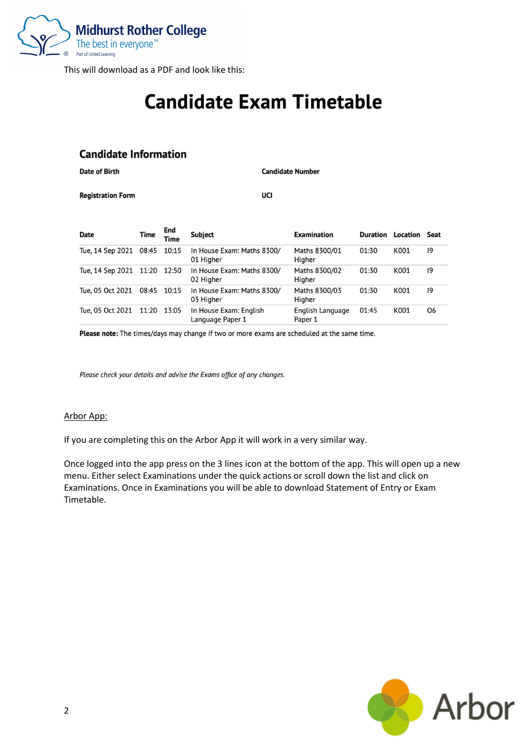This will download as a PDF and look like this:

# Candidate Exam Timetable

## Candidate Information

**Date of Birth** **Candidate Number**

**Registration Form** **UCI**

| Date | Time | End Time | Subject | Examination | Duration | Location | Seat |
|---|---|---|---|---|---|---|---|
| Tue, 14 Sep 2021 | 08:45 | 10:15 | In House Exam: Maths 8300/01 Higher | Maths 8300/01 Higher | 01:30 | K001 | I9 |
| Tue, 14 Sep 2021 | 11:20 | 12:50 | In House Exam: Maths 8300/02 Higher | Maths 8300/02 Higher | 01:30 | K001 | I9 |
| Tue, 05 Oct 2021 | 08:45 | 10:15 | In House Exam: Maths 8300/03 Higher | Maths 8300/03 Higher | 01:30 | K001 | I9 |
| Tue, 05 Oct 2021 | 11:20 | 13:05 | In House Exam: English Language Paper 1 | English Language Paper 1 | 01:45 | K001 | O6 |

**Please note:** The times/days may change if two or more exams are scheduled at the same time.

*Please check your details and advise the Exams office of any changes.*

<u>Arbor App:</u>

If you are completing this on the Arbor App it will work in a very similar way.

Once logged into the app press on the 3 lines icon at the bottom of the app. This will open up a new menu. Either select Examinations under the quick actions or scroll down the list and click on Examinations. Once in Examinations you will be able to download Statement of Entry or Exam Timetable.